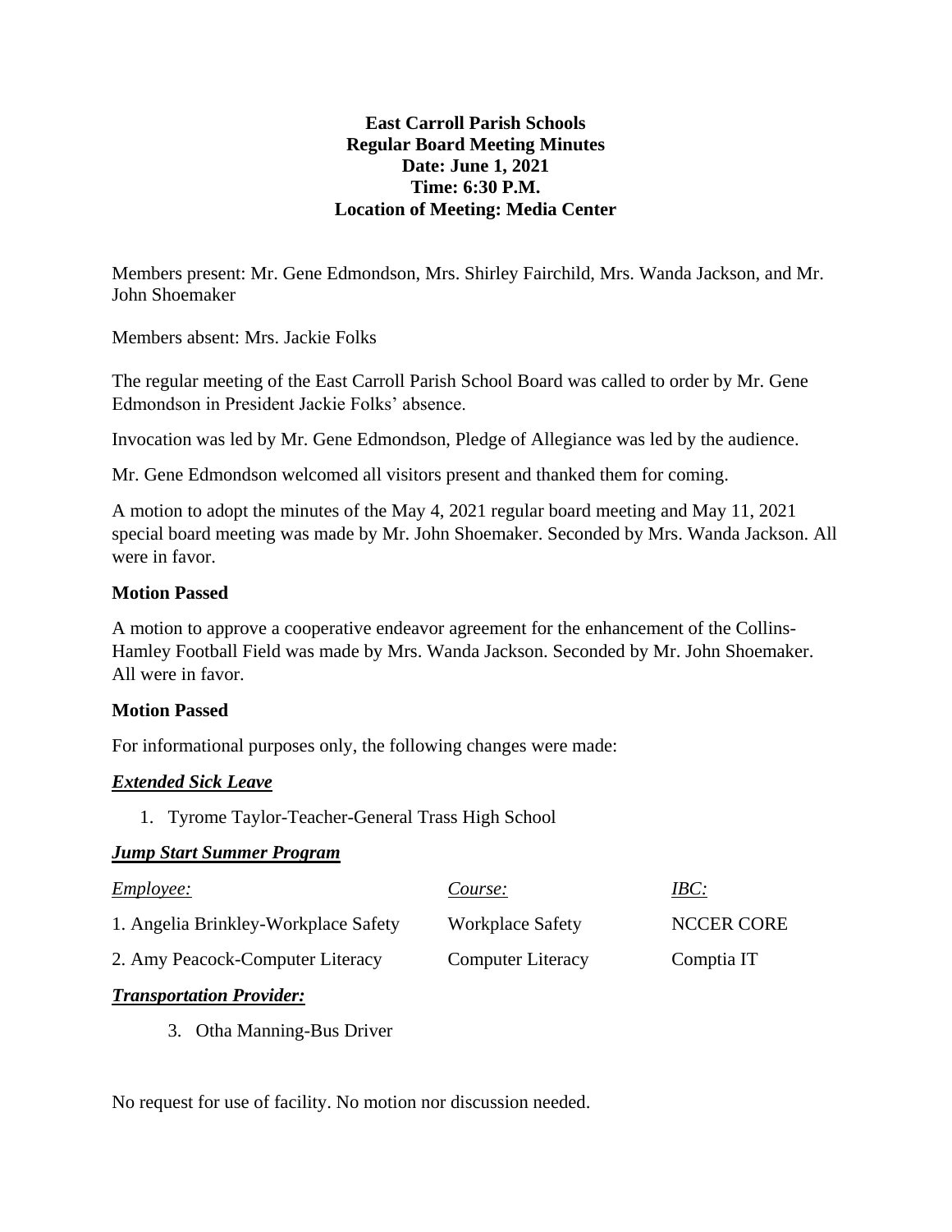**East Carroll Parish Schools**
**Regular Board Meeting Minutes**
**Date: June 1, 2021**
**Time: 6:30 P.M.**
**Location of Meeting: Media Center**

Members present: Mr. Gene Edmondson, Mrs. Shirley Fairchild, Mrs. Wanda Jackson, and Mr. John Shoemaker

Members absent: Mrs. Jackie Folks

The regular meeting of the East Carroll Parish School Board was called to order by Mr. Gene Edmondson in President Jackie Folks' absence.

Invocation was led by Mr. Gene Edmondson, Pledge of Allegiance was led by the audience.

Mr. Gene Edmondson welcomed all visitors present and thanked them for coming.

A motion to adopt the minutes of the May 4, 2021 regular board meeting and May 11, 2021 special board meeting was made by Mr. John Shoemaker. Seconded by Mrs. Wanda Jackson. All were in favor.

**Motion Passed**

A motion to approve a cooperative endeavor agreement for the enhancement of the Collins-Hamley Football Field was made by Mrs. Wanda Jackson. Seconded by Mr. John Shoemaker. All were in favor.

**Motion Passed**

For informational purposes only, the following changes were made:

***Extended Sick Leave***

1. Tyrome Taylor-Teacher-General Trass High School

***Jump Start Summer Program***

| *Employee:* | *Course:* | *IBC:* |
|---|---|---|
| 1. Angelia Brinkley-Workplace Safety | Workplace Safety | NCCER CORE |
| 2. Amy Peacock-Computer Literacy | Computer Literacy | Comptia IT |

***Transportation Provider:***

3. Otha Manning-Bus Driver

No request for use of facility. No motion nor discussion needed.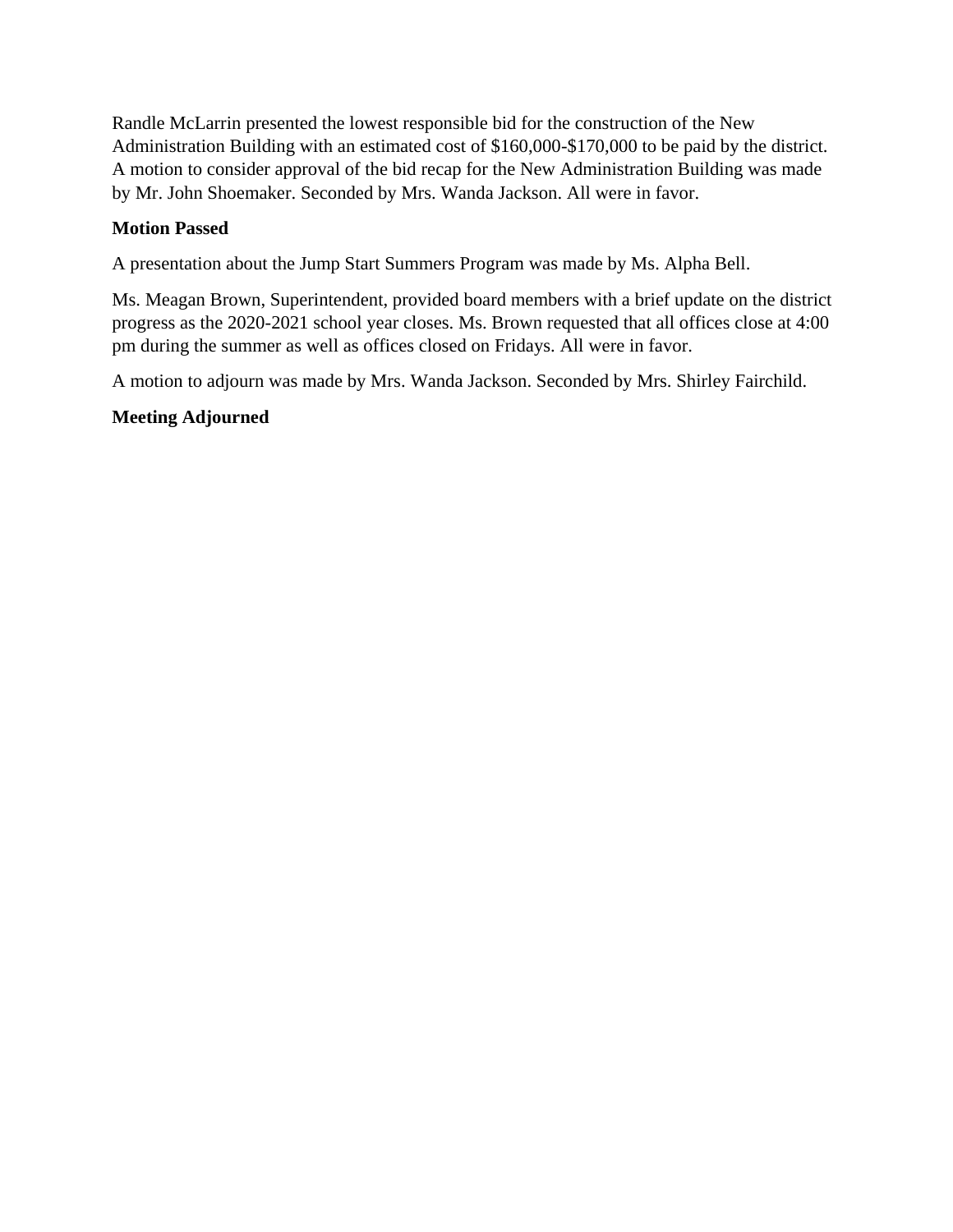Randle McLarrin presented the lowest responsible bid for the construction of the New Administration Building with an estimated cost of $160,000-$170,000 to be paid by the district. A motion to consider approval of the bid recap for the New Administration Building was made by Mr. John Shoemaker. Seconded by Mrs. Wanda Jackson. All were in favor.

**Motion Passed**

A presentation about the Jump Start Summers Program was made by Ms. Alpha Bell.

Ms. Meagan Brown, Superintendent, provided board members with a brief update on the district progress as the 2020-2021 school year closes. Ms. Brown requested that all offices close at 4:00 pm during the summer as well as offices closed on Fridays. All were in favor.

A motion to adjourn was made by Mrs. Wanda Jackson. Seconded by Mrs. Shirley Fairchild.

**Meeting Adjourned**